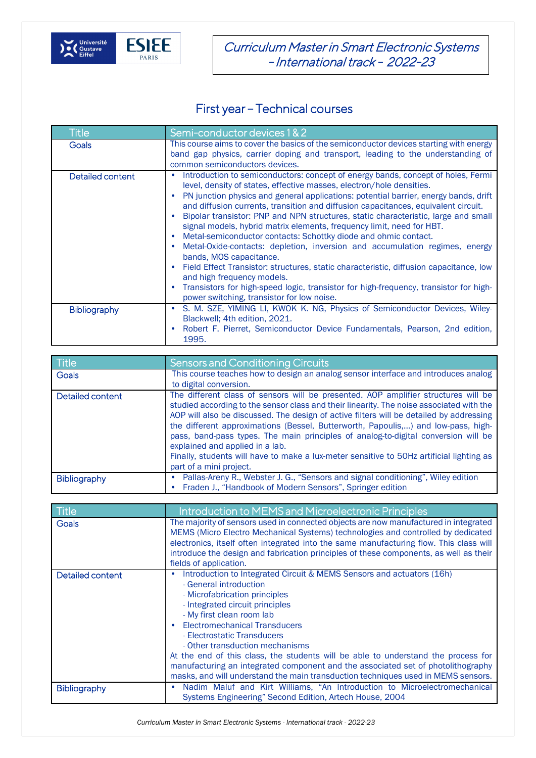*Curriculum Master in Smart Electronic Systems - International track - 2022-23*

## First year – Technical courses

| Title | Semi-conductor devices 1 & 2 |
|---|---|
| Goals | This course aims to cover the basics of the semiconductor devices starting with energy band gap physics, carrier doping and transport, leading to the understanding of common semiconductors devices. |
| Detailed content | • Introduction to semiconductors: concept of energy bands, concept of holes, Fermi level, density of states, effective masses, electron/hole densities.<br>• PN junction physics and general applications: potential barrier, energy bands, drift and diffusion currents, transition and diffusion capacitances, equivalent circuit.<br>• Bipolar transistor: PNP and NPN structures, static characteristic, large and small signal models, hybrid matrix elements, frequency limit, need for HBT.<br>• Metal-semiconductor contacts: Schottky diode and ohmic contact.<br>• Metal-Oxide-contacts: depletion, inversion and accumulation regimes, energy bands, MOS capacitance.<br>• Field Effect Transistor: structures, static characteristic, diffusion capacitance, low and high frequency models.<br>• Transistors for high-speed logic, transistor for high-frequency, transistor for high-power switching, transistor for low noise. |
| Bibliography | • S. M. SZE, YIMING LI, KWOK K. NG, Physics of Semiconductor Devices, Wiley-Blackwell; 4th edition, 2021.<br>• Robert F. Pierret, Semiconductor Device Fundamentals, Pearson, 2nd edition, 1995. |

| Title | Sensors and Conditioning Circuits |
|---|---|
| Goals | This course teaches how to design an analog sensor interface and introduces analog to digital conversion. |
| Detailed content | The different class of sensors will be presented. AOP amplifier structures will be studied according to the sensor class and their linearity. The noise associated with the AOP will also be discussed. The design of active filters will be detailed by addressing the different approximations (Bessel, Butterworth, Papoulis,…) and low-pass, high-pass, band-pass types. The main principles of analog-to-digital conversion will be explained and applied in a lab.<br>Finally, students will have to make a lux-meter sensitive to 50Hz artificial lighting as part of a mini project. |
| Bibliography | • Pallas-Areny R., Webster J. G., "Sensors and signal conditioning", Wiley edition<br>• Fraden J., "Handbook of Modern Sensors", Springer edition |

| Title | Introduction to MEMS and Microelectronic Principles |
|---|---|
| Goals | The majority of sensors used in connected objects are now manufactured in integrated MEMS (Micro Electro Mechanical Systems) technologies and controlled by dedicated electronics, itself often integrated into the same manufacturing flow. This class will introduce the design and fabrication principles of these components, as well as their fields of application. |
| Detailed content | • Introduction to Integrated Circuit & MEMS Sensors and actuators (16h)<br>- General introduction<br>- Microfabrication principles<br>- Integrated circuit principles<br>- My first clean room lab<br>• Electromechanical Transducers<br>- Electrostatic Transducers<br>- Other transduction mechanisms<br>At the end of this class, the students will be able to understand the process for manufacturing an integrated component and the associated set of photolithography masks, and will understand the main transduction techniques used in MEMS sensors. |
| Bibliography | • Nadim Maluf and Kirt Williams, "An Introduction to Microelectromechanical Systems Engineering" Second Edition, Artech House, 2004 |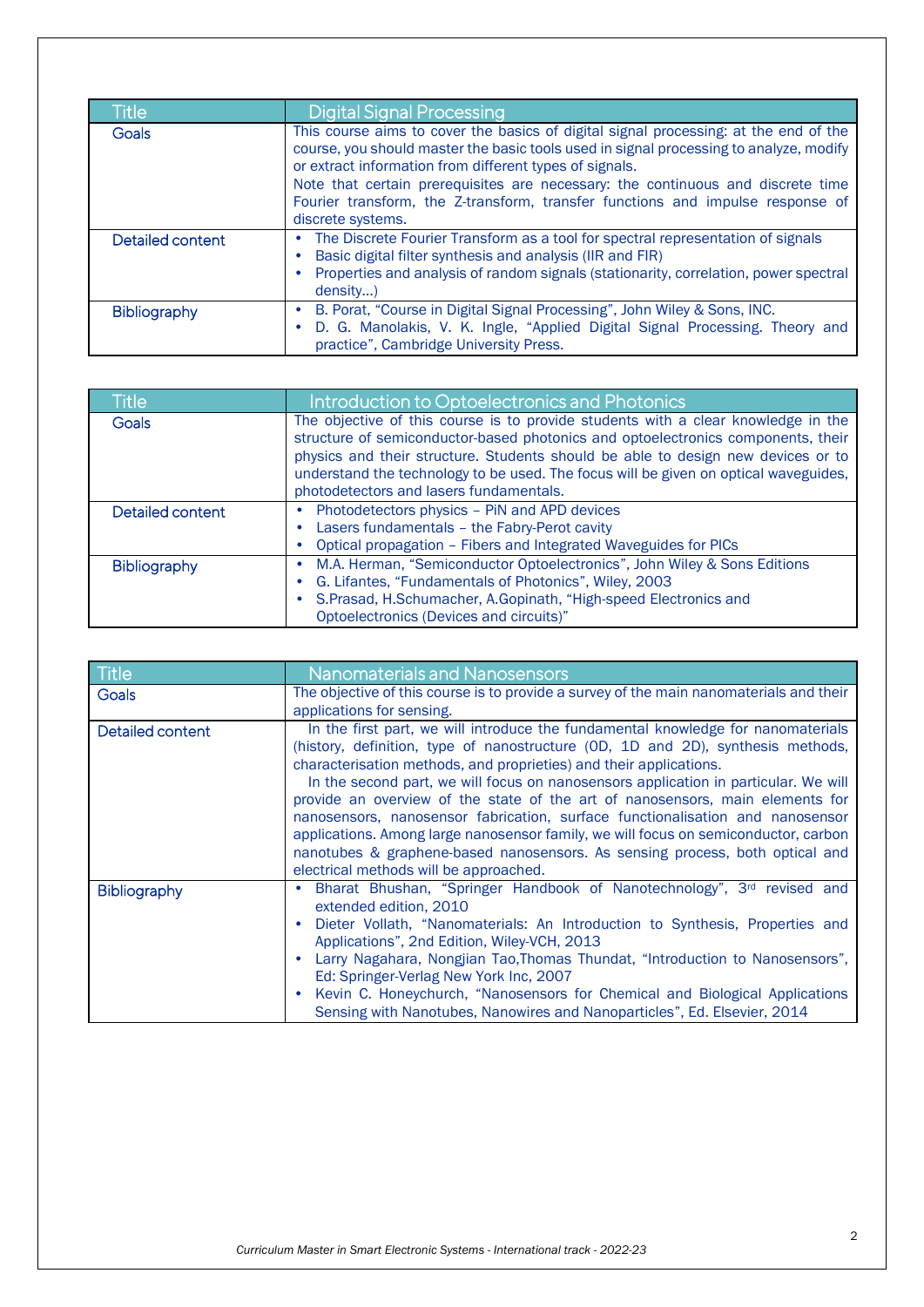| Title | Digital Signal Processing |
|---|---|
| Goals | This course aims to cover the basics of digital signal processing: at the end of the course, you should master the basic tools used in signal processing to analyze, modify or extract information from different types of signals.<br>Note that certain prerequisites are necessary: the continuous and discrete time Fourier transform, the Z-transform, transfer functions and impulse response of discrete systems. |
| Detailed content | • The Discrete Fourier Transform as a tool for spectral representation of signals<br>• Basic digital filter synthesis and analysis (IIR and FIR)<br>• Properties and analysis of random signals (stationarity, correlation, power spectral density…) |
| Bibliography | • B. Porat, "Course in Digital Signal Processing", John Wiley & Sons, INC.<br>• D. G. Manolakis, V. K. Ingle, "Applied Digital Signal Processing. Theory and practice", Cambridge University Press. |

| Title | Introduction to Optoelectronics and Photonics |
|---|---|
| Goals | The objective of this course is to provide students with a clear knowledge in the structure of semiconductor-based photonics and optoelectronics components, their physics and their structure. Students should be able to design new devices or to understand the technology to be used. The focus will be given on optical waveguides, photodetectors and lasers fundamentals. |
| Detailed content | • Photodetectors physics – PiN and APD devices<br>• Lasers fundamentals – the Fabry-Perot cavity<br>• Optical propagation – Fibers and Integrated Waveguides for PICs |
| Bibliography | • M.A. Herman, "Semiconductor Optoelectronics", John Wiley & Sons Editions<br>• G. Lifantes, "Fundamentals of Photonics", Wiley, 2003<br>• S.Prasad, H.Schumacher, A.Gopinath, "High-speed Electronics and Optoelectronics (Devices and circuits)" |

| Title | Nanomaterials and Nanosensors |
|---|---|
| Goals | The objective of this course is to provide a survey of the main nanomaterials and their applications for sensing. |
| Detailed content | In the first part, we will introduce the fundamental knowledge for nanomaterials (history, definition, type of nanostructure (0D, 1D and 2D), synthesis methods, characterisation methods, and proprieties) and their applications.<br>In the second part, we will focus on nanosensors application in particular. We will provide an overview of the state of the art of nanosensors, main elements for nanosensors, nanosensor fabrication, surface functionalisation and nanosensor applications. Among large nanosensor family, we will focus on semiconductor, carbon nanotubes & graphene-based nanosensors. As sensing process, both optical and electrical methods will be approached. |
| Bibliography | • Bharat Bhushan, "Springer Handbook of Nanotechnology", 3rd revised and extended edition, 2010<br>• Dieter Vollath, "Nanomaterials: An Introduction to Synthesis, Properties and Applications", 2nd Edition, Wiley-VCH, 2013<br>• Larry Nagahara, Nongjian Tao,Thomas Thundat, "Introduction to Nanosensors", Ed: Springer-Verlag New York Inc, 2007<br>• Kevin C. Honeychurch, "Nanosensors for Chemical and Biological Applications Sensing with Nanotubes, Nanowires and Nanoparticles", Ed. Elsevier, 2014 |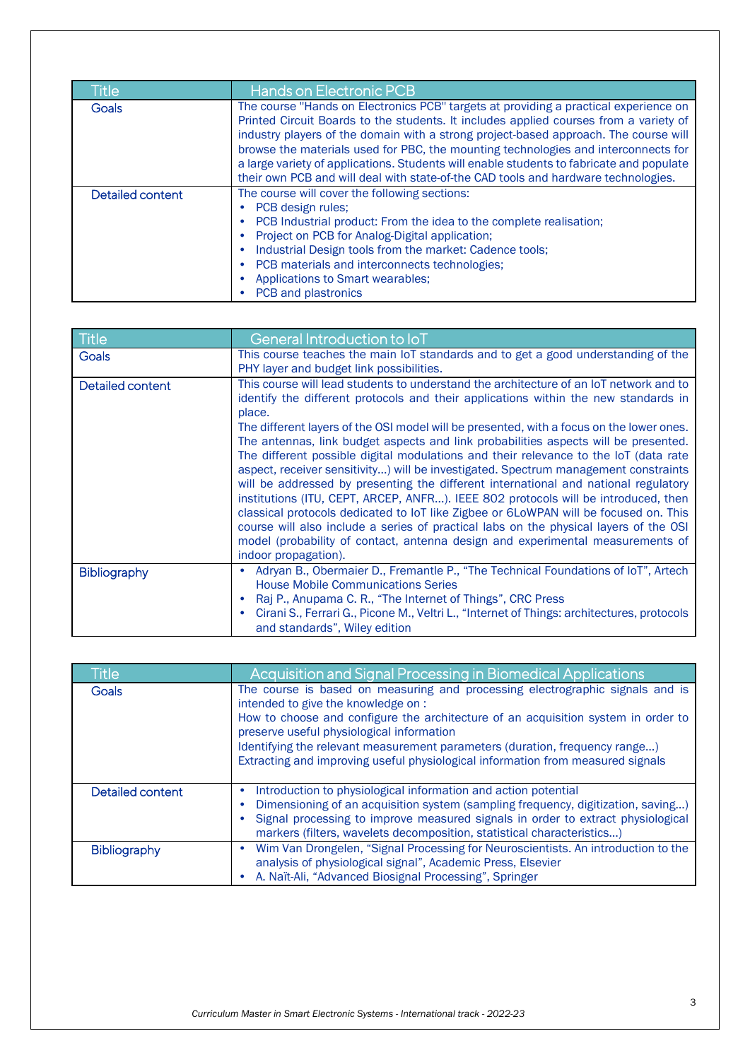| Title | Hands on Electronic PCB |
|---|---|
| Goals | The course "Hands on Electronics PCB" targets at providing a practical experience on Printed Circuit Boards to the students. It includes applied courses from a variety of industry players of the domain with a strong project-based approach. The course will browse the materials used for PBC, the mounting technologies and interconnects for a large variety of applications. Students will enable students to fabricate and populate their own PCB and will deal with state-of-the CAD tools and hardware technologies. |
| Detailed content | The course will cover the following sections:<br>• PCB design rules;<br>• PCB Industrial product: From the idea to the complete realisation;<br>• Project on PCB for Analog-Digital application;<br>• Industrial Design tools from the market: Cadence tools;<br>• PCB materials and interconnects technologies;<br>• Applications to Smart wearables;<br>• PCB and plastronics |

| Title | General Introduction to IoT |
|---|---|
| Goals | This course teaches the main IoT standards and to get a good understanding of the PHY layer and budget link possibilities. |
| Detailed content | This course will lead students to understand the architecture of an IoT network and to identify the different protocols and their applications within the new standards in place.<br>The different layers of the OSI model will be presented, with a focus on the lower ones. The antennas, link budget aspects and link probabilities aspects will be presented. The different possible digital modulations and their relevance to the IoT (data rate aspect, receiver sensitivity…) will be investigated. Spectrum management constraints will be addressed by presenting the different international and national regulatory institutions (ITU, CEPT, ARCEP, ANFR…). IEEE 802 protocols will be introduced, then classical protocols dedicated to IoT like Zigbee or 6LoWPAN will be focused on. This course will also include a series of practical labs on the physical layers of the OSI model (probability of contact, antenna design and experimental measurements of indoor propagation). |
| Bibliography | • Adryan B., Obermaier D., Fremantle P., "The Technical Foundations of IoT", Artech House Mobile Communications Series<br>• Raj P., Anupama C. R., "The Internet of Things", CRC Press<br>• Cirani S., Ferrari G., Picone M., Veltri L., "Internet of Things: architectures, protocols and standards", Wiley edition |

| Title | Acquisition and Signal Processing in Biomedical Applications |
|---|---|
| Goals | The course is based on measuring and processing electrographic signals and is intended to give the knowledge on :<br>How to choose and configure the architecture of an acquisition system in order to preserve useful physiological information<br>Identifying the relevant measurement parameters (duration, frequency range…)<br>Extracting and improving useful physiological information from measured signals |
| Detailed content | • Introduction to physiological information and action potential<br>• Dimensioning of an acquisition system (sampling frequency, digitization, saving…)<br>• Signal processing to improve measured signals in order to extract physiological markers (filters, wavelets decomposition, statistical characteristics…) |
| Bibliography | • Wim Van Drongelen, "Signal Processing for Neuroscientists. An introduction to the analysis of physiological signal", Academic Press, Elsevier<br>• A. Naït-Ali, "Advanced Biosignal Processing", Springer |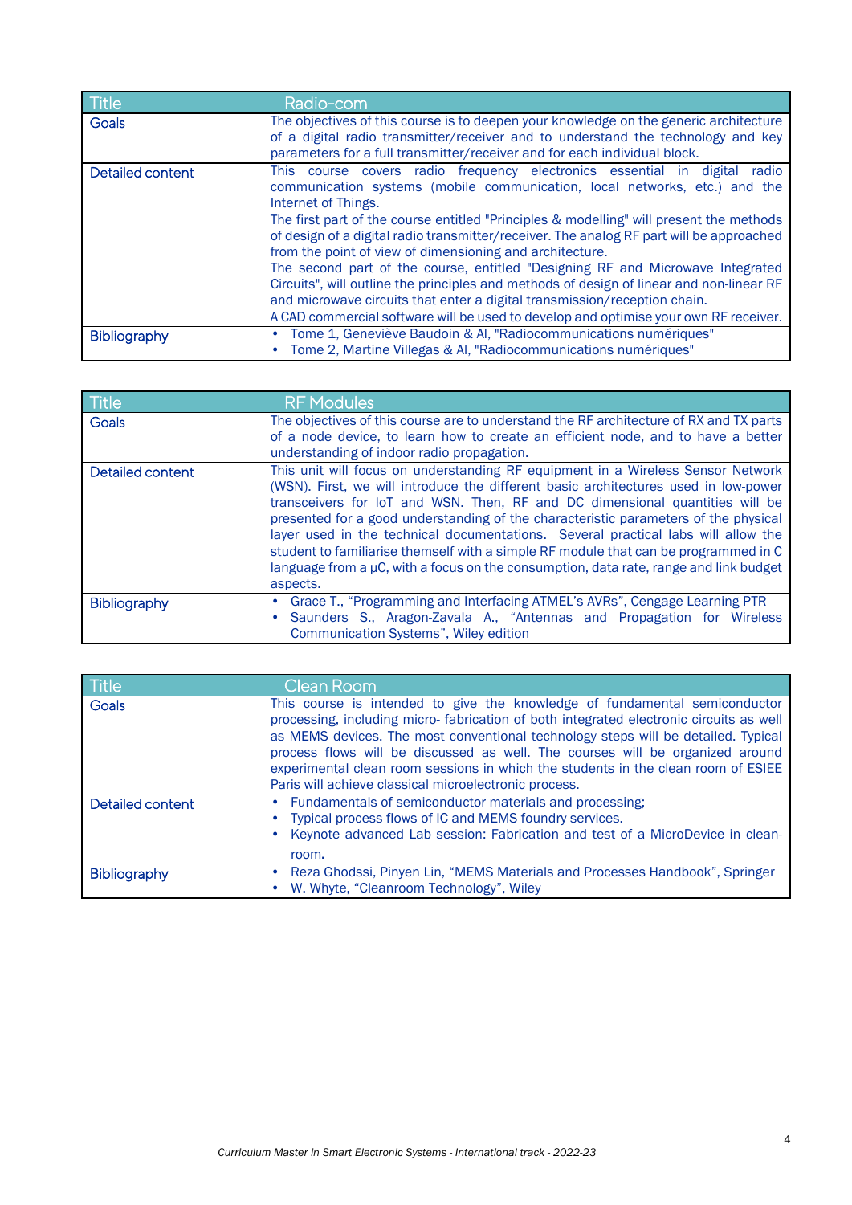| Title | Radio-com |
| --- | --- |
| Goals | The objectives of this course is to deepen your knowledge on the generic architecture of a digital radio transmitter/receiver and to understand the technology and key parameters for a full transmitter/receiver and for each individual block. |
| Detailed content | This course covers radio frequency electronics essential in digital radio communication systems (mobile communication, local networks, etc.) and the Internet of Things.<br>The first part of the course entitled "Principles & modelling" will present the methods of design of a digital radio transmitter/receiver. The analog RF part will be approached from the point of view of dimensioning and architecture.<br>The second part of the course, entitled "Designing RF and Microwave Integrated Circuits", will outline the principles and methods of design of linear and non-linear RF and microwave circuits that enter a digital transmission/reception chain.<br>A CAD commercial software will be used to develop and optimise your own RF receiver. |
| Bibliography | • Tome 1, Geneviève Baudoin & Al, "Radiocommunications numériques"<br>• Tome 2, Martine Villegas & Al, "Radiocommunications numériques" |

| Title | RF Modules |
| --- | --- |
| Goals | The objectives of this course are to understand the RF architecture of RX and TX parts of a node device, to learn how to create an efficient node, and to have a better understanding of indoor radio propagation. |
| Detailed content | This unit will focus on understanding RF equipment in a Wireless Sensor Network (WSN). First, we will introduce the different basic architectures used in low-power transceivers for IoT and WSN. Then, RF and DC dimensional quantities will be presented for a good understanding of the characteristic parameters of the physical layer used in the technical documentations. Several practical labs will allow the student to familiarise themself with a simple RF module that can be programmed in C language from a µC, with a focus on the consumption, data rate, range and link budget aspects. |
| Bibliography | • Grace T., "Programming and Interfacing ATMEL's AVRs", Cengage Learning PTR<br>• Saunders S., Aragon-Zavala A., "Antennas and Propagation for Wireless Communication Systems", Wiley edition |

| Title | Clean Room |
| --- | --- |
| Goals | This course is intended to give the knowledge of fundamental semiconductor processing, including micro- fabrication of both integrated electronic circuits as well as MEMS devices. The most conventional technology steps will be detailed. Typical process flows will be discussed as well. The courses will be organized around experimental clean room sessions in which the students in the clean room of ESIEE Paris will achieve classical microelectronic process. |
| Detailed content | • Fundamentals of semiconductor materials and processing;<br>• Typical process flows of IC and MEMS foundry services.<br>• Keynote advanced Lab session: Fabrication and test of a MicroDevice in clean-room. |
| Bibliography | • Reza Ghodssi, Pinyen Lin, "MEMS Materials and Processes Handbook", Springer<br>• W. Whyte, "Cleanroom Technology", Wiley |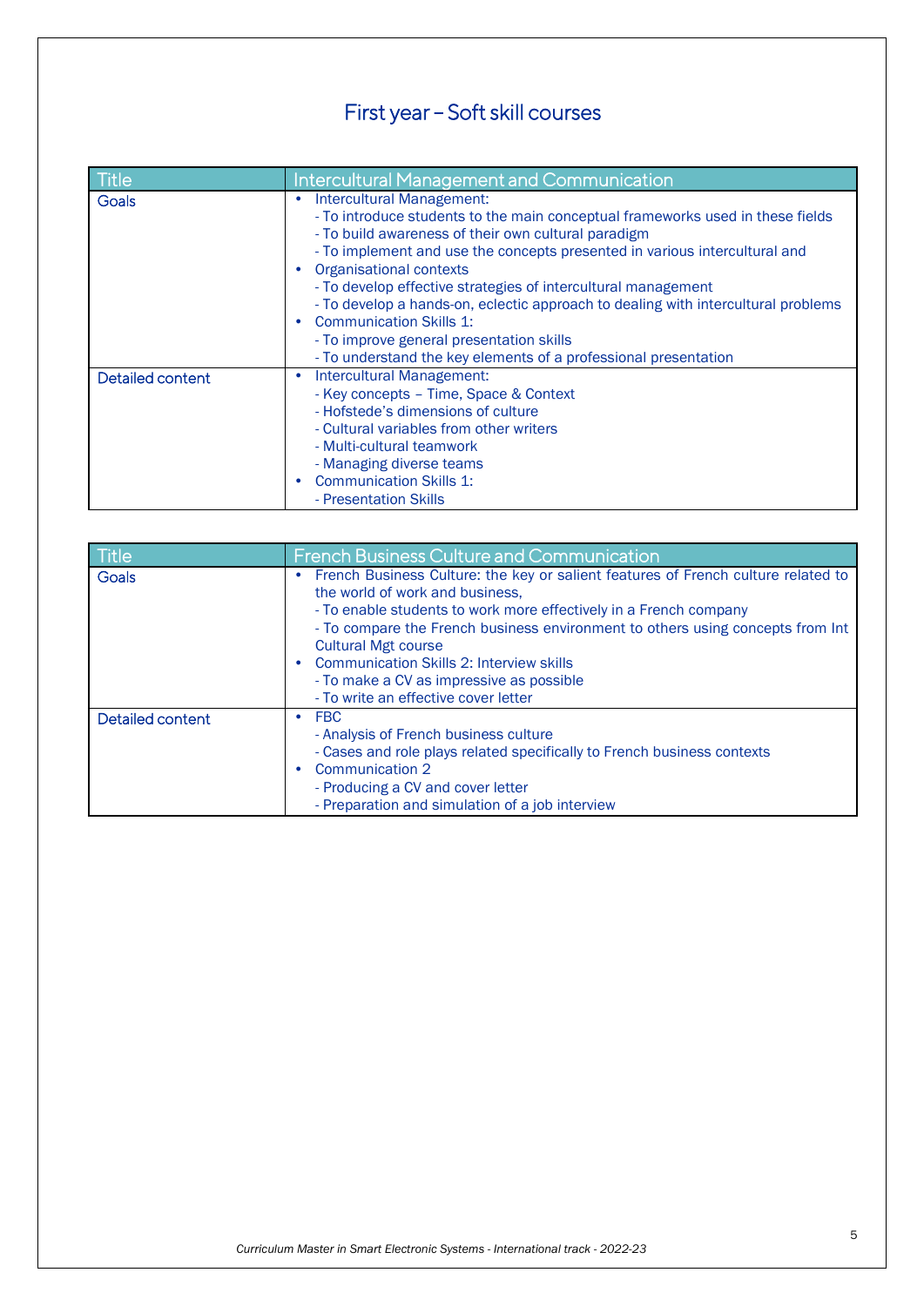## First year – Soft skill courses

| Title | Intercultural Management and Communication |
|---|---|
| Goals | • Intercultural Management:<br>- To introduce students to the main conceptual frameworks used in these fields<br>- To build awareness of their own cultural paradigm<br>- To implement and use the concepts presented in various intercultural and<br>• Organisational contexts<br>- To develop effective strategies of intercultural management<br>- To develop a hands-on, eclectic approach to dealing with intercultural problems<br>• Communication Skills 1:<br>- To improve general presentation skills<br>- To understand the key elements of a professional presentation |
| Detailed content | • Intercultural Management:<br>- Key concepts – Time, Space & Context<br>- Hofstede's dimensions of culture<br>- Cultural variables from other writers<br>- Multi-cultural teamwork<br>- Managing diverse teams<br>• Communication Skills 1:<br>- Presentation Skills |

| Title | French Business Culture and Communication |
|---|---|
| Goals | • French Business Culture: the key or salient features of French culture related to the world of work and business,<br>- To enable students to work more effectively in a French company<br>- To compare the French business environment to others using concepts from Int Cultural Mgt course<br>• Communication Skills 2: Interview skills<br>- To make a CV as impressive as possible<br>- To write an effective cover letter |
| Detailed content | • FBC<br>- Analysis of French business culture<br>- Cases and role plays related specifically to French business contexts<br>• Communication 2<br>- Producing a CV and cover letter<br>- Preparation and simulation of a job interview |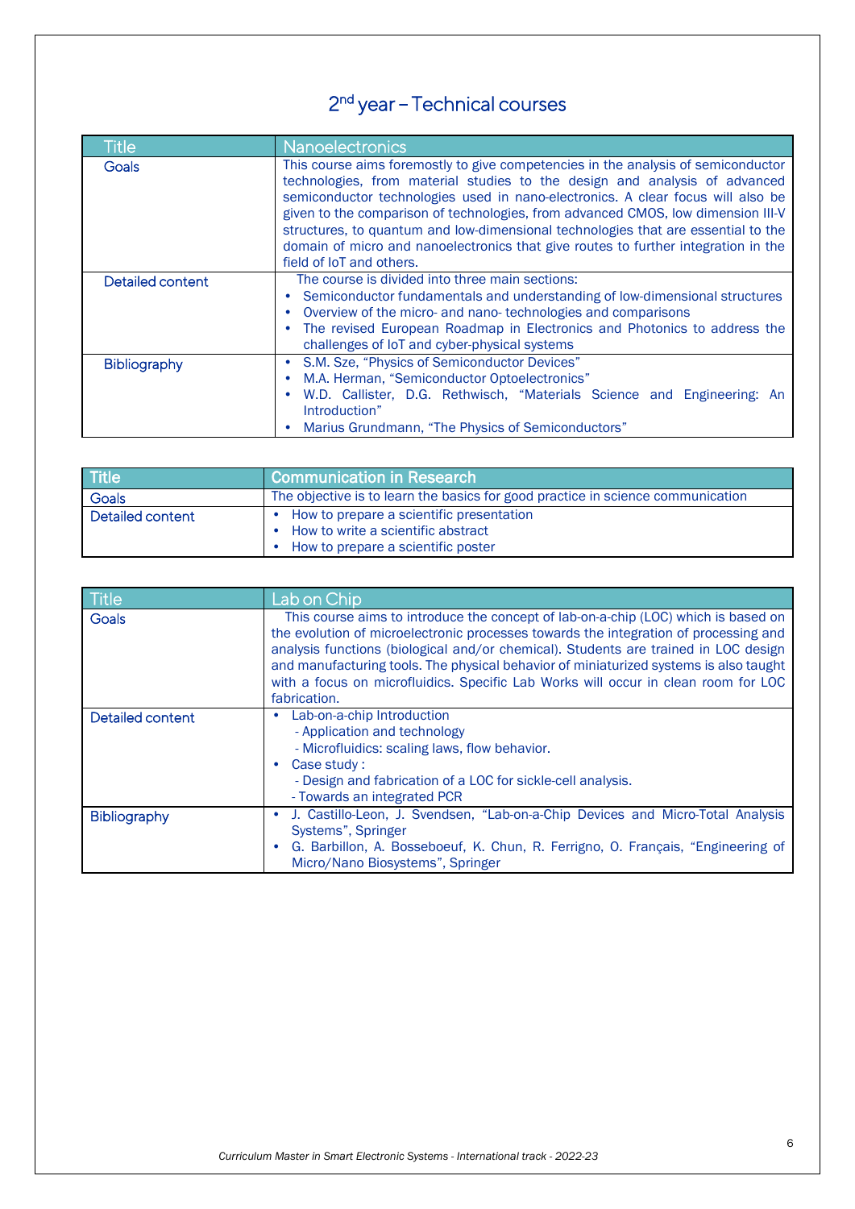# 2[nd] year – Technical courses

| Title | Nanoelectronics |
|---|---|
| Goals | This course aims foremostly to give competencies in the analysis of semiconductor technologies, from material studies to the design and analysis of advanced semiconductor technologies used in nano-electronics. A clear focus will also be given to the comparison of technologies, from advanced CMOS, low dimension III-V structures, to quantum and low-dimensional technologies that are essential to the domain of micro and nanoelectronics that give routes to further integration in the field of IoT and others. |
| Detailed content | The course is divided into three main sections:<br>• Semiconductor fundamentals and understanding of low-dimensional structures<br>• Overview of the micro- and nano- technologies and comparisons<br>• The revised European Roadmap in Electronics and Photonics to address the challenges of IoT and cyber-physical systems |
| Bibliography | • S.M. Sze, "Physics of Semiconductor Devices"<br>• M.A. Herman, "Semiconductor Optoelectronics"<br>• W.D. Callister, D.G. Rethwisch, "Materials Science and Engineering: An Introduction"<br>• Marius Grundmann, "The Physics of Semiconductors" |

| Title | Communication in Research |
|---|---|
| Goals | The objective is to learn the basics for good practice in science communication |
| Detailed content | • How to prepare a scientific presentation<br>• How to write a scientific abstract<br>• How to prepare a scientific poster |

| Title | Lab on Chip |
|---|---|
| Goals | This course aims to introduce the concept of lab-on-a-chip (LOC) which is based on the evolution of microelectronic processes towards the integration of processing and analysis functions (biological and/or chemical). Students are trained in LOC design and manufacturing tools. The physical behavior of miniaturized systems is also taught with a focus on microfluidics. Specific Lab Works will occur in clean room for LOC fabrication. |
| Detailed content | • Lab-on-a-chip Introduction<br>- Application and technology<br>- Microfluidics: scaling laws, flow behavior.<br>• Case study :<br>- Design and fabrication of a LOC for sickle-cell analysis.<br>- Towards an integrated PCR |
| Bibliography | • J. Castillo-Leon, J. Svendsen, "Lab-on-a-Chip Devices and Micro-Total Analysis Systems", Springer<br>• G. Barbillon, A. Bosseboeuf, K. Chun, R. Ferrigno, O. Français, "Engineering of Micro/Nano Biosystems", Springer |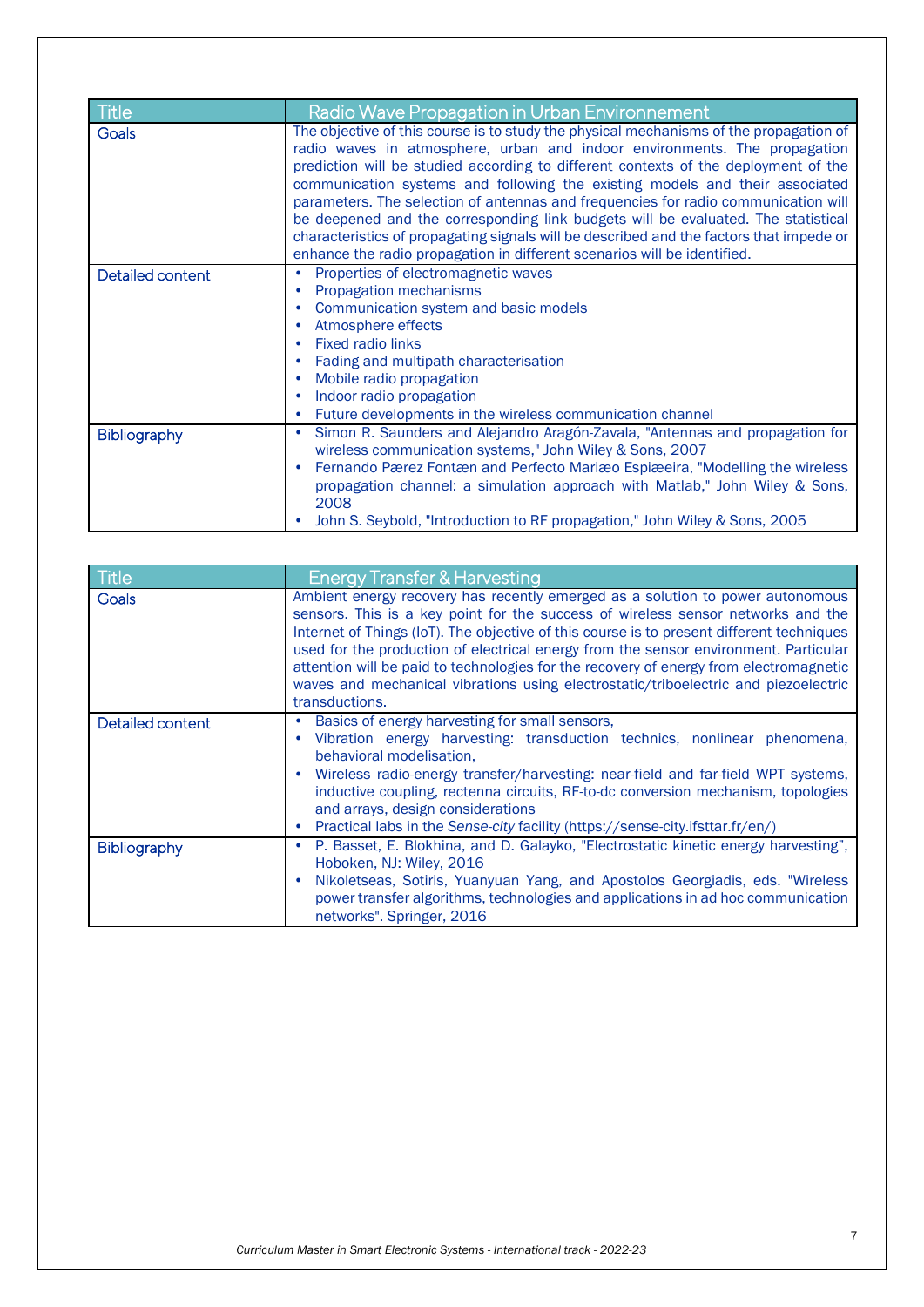| Title | Radio Wave Propagation in Urban Environnement |
|---|---|
| Goals | The objective of this course is to study the physical mechanisms of the propagation of radio waves in atmosphere, urban and indoor environments. The propagation prediction will be studied according to different contexts of the deployment of the communication systems and following the existing models and their associated parameters. The selection of antennas and frequencies for radio communication will be deepened and the corresponding link budgets will be evaluated. The statistical characteristics of propagating signals will be described and the factors that impede or enhance the radio propagation in different scenarios will be identified. |
| Detailed content | • Properties of electromagnetic waves<br>• Propagation mechanisms<br>• Communication system and basic models<br>• Atmosphere effects<br>• Fixed radio links<br>• Fading and multipath characterisation<br>• Mobile radio propagation<br>• Indoor radio propagation<br>• Future developments in the wireless communication channel |
| Bibliography | • Simon R. Saunders and Alejandro Aragón-Zavala, "Antennas and propagation for wireless communication systems," John Wiley & Sons, 2007<br>• Fernando Pærez Fontæn and Perfecto Mariæo Espiæeira, "Modelling the wireless propagation channel: a simulation approach with Matlab," John Wiley & Sons, 2008<br>• John S. Seybold, "Introduction to RF propagation," John Wiley & Sons, 2005 |

| Title | Energy Transfer & Harvesting |
|---|---|
| Goals | Ambient energy recovery has recently emerged as a solution to power autonomous sensors. This is a key point for the success of wireless sensor networks and the Internet of Things (IoT). The objective of this course is to present different techniques used for the production of electrical energy from the sensor environment. Particular attention will be paid to technologies for the recovery of energy from electromagnetic waves and mechanical vibrations using electrostatic/triboelectric and piezoelectric transductions. |
| Detailed content | • Basics of energy harvesting for small sensors,<br>• Vibration energy harvesting: transduction technics, nonlinear phenomena, behavioral modelisation,<br>• Wireless radio-energy transfer/harvesting: near-field and far-field WPT systems, inductive coupling, rectenna circuits, RF-to-dc conversion mechanism, topologies and arrays, design considerations<br>• Practical labs in the *Sense-city* facility (https://sense-city.ifsttar.fr/en/) |
| Bibliography | • P. Basset, E. Blokhina, and D. Galayko, "Electrostatic kinetic energy harvesting", Hoboken, NJ: Wiley, 2016<br>• Nikoletseas, Sotiris, Yuanyuan Yang, and Apostolos Georgiadis, eds. "Wireless power transfer algorithms, technologies and applications in ad hoc communication networks". Springer, 2016 |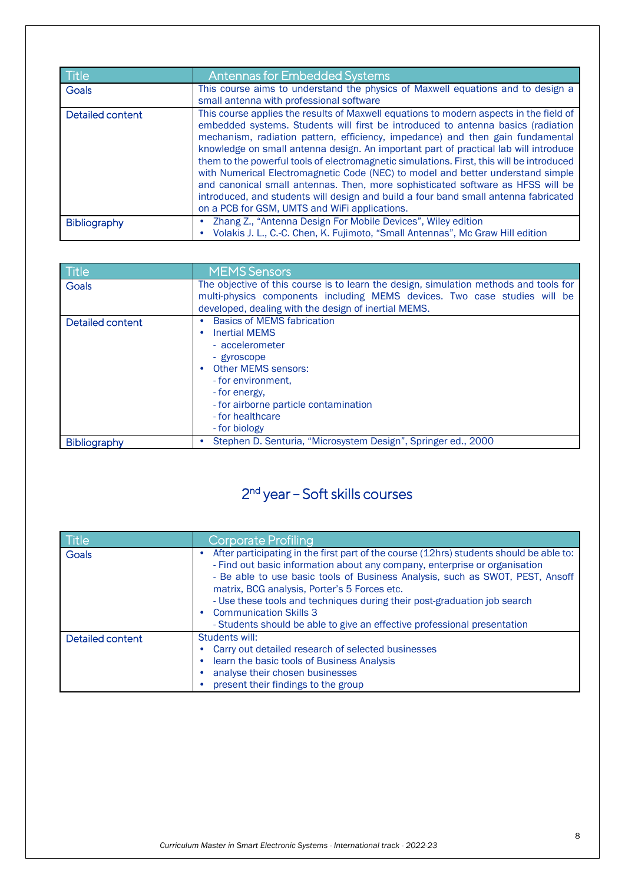| Title | Antennas for Embedded Systems |
|---|---|
| Goals | This course aims to understand the physics of Maxwell equations and to design a small antenna with professional software |
| Detailed content | This course applies the results of Maxwell equations to modern aspects in the field of embedded systems. Students will first be introduced to antenna basics (radiation mechanism, radiation pattern, efficiency, impedance) and then gain fundamental knowledge on small antenna design. An important part of practical lab will introduce them to the powerful tools of electromagnetic simulations. First, this will be introduced with Numerical Electromagnetic Code (NEC) to model and better understand simple and canonical small antennas. Then, more sophisticated software as HFSS will be introduced, and students will design and build a four band small antenna fabricated on a PCB for GSM, UMTS and WiFi applications. |
| Bibliography | • Zhang Z., “Antenna Design For Mobile Devices”, Wiley edition<br>• Volakis J. L., C.-C. Chen, K. Fujimoto, “Small Antennas”, Mc Graw Hill edition |

| Title | MEMS Sensors |
|---|---|
| Goals | The objective of this course is to learn the design, simulation methods and tools for multi-physics components including MEMS devices. Two case studies will be developed, dealing with the design of inertial MEMS. |
| Detailed content | • Basics of MEMS fabrication<br>• Inertial MEMS<br>- accelerometer<br>- gyroscope<br>• Other MEMS sensors:<br>- for environment,<br>- for energy,<br>- for airborne particle contamination<br>- for healthcare<br>- for biology |
| Bibliography | • Stephen D. Senturia, “Microsystem Design”, Springer ed., 2000 |

## 2nd year – Soft skills courses

| Title | Corporate Profiling |
|---|---|
| Goals | • After participating in the first part of the course (12hrs) students should be able to:<br>- Find out basic information about any company, enterprise or organisation<br>- Be able to use basic tools of Business Analysis, such as SWOT, PEST, Ansoff matrix, BCG analysis, Porter's 5 Forces etc.<br>- Use these tools and techniques during their post-graduation job search<br>• Communication Skills 3<br>- Students should be able to give an effective professional presentation |
| Detailed content | Students will:<br>• Carry out detailed research of selected businesses<br>• learn the basic tools of Business Analysis<br>• analyse their chosen businesses<br>• present their findings to the group |